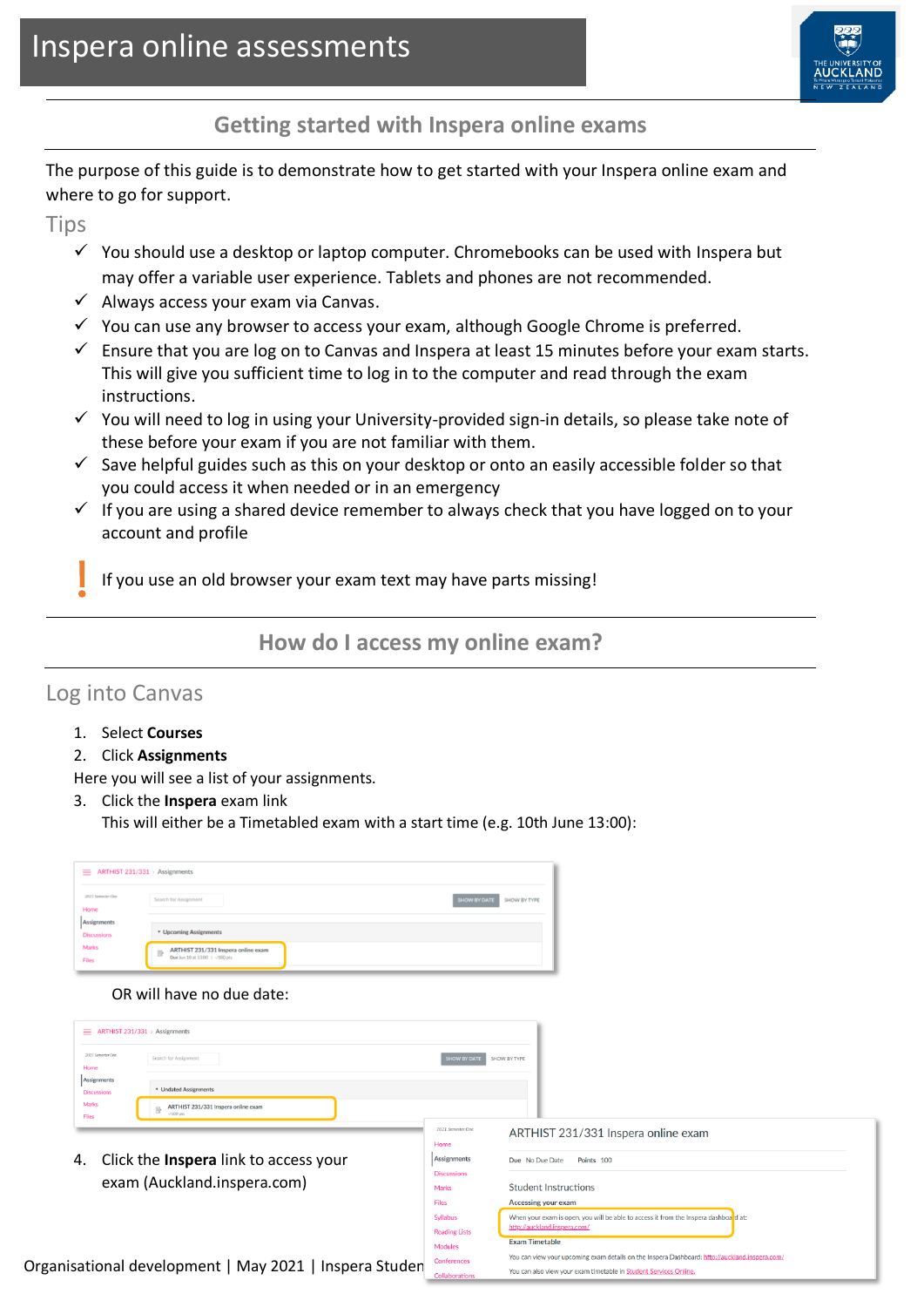# Inspera online assessments

## Getting started with Inspera online exams

The purpose of this guide is to demonstrate how to get started with your Inspera online exam and where to go for support.

### Tips

- ✓ You should use a desktop or laptop computer. Chromebooks can be used with Inspera but may offer a variable user experience. Tablets and phones are not recommended.
- ✓ Always access your exam via Canvas.
- ✓ You can use any browser to access your exam, although Google Chrome is preferred.
- ✓ Ensure that you are log on to Canvas and Inspera at least 15 minutes before your exam starts. This will give you sufficient time to log in to the computer and read through the exam instructions.
- ✓ You will need to log in using your University-provided sign-in details, so please take note of these before your exam if you are not familiar with them.
- ✓ Save helpful guides such as this on your desktop or onto an easily accessible folder so that you could access it when needed or in an emergency
- ✓ If you are using a shared device remember to always check that you have logged on to your account and profile

**!** If you use an old browser your exam text may have parts missing!

## How do I access my online exam?

### Log into Canvas

1. Select **Courses**
2. Click **Assignments**

Here you will see a list of your assignments.

3. Click the **Inspera** exam link
   This will either be a Timetabled exam with a start time (e.g. 10th June 13:00):

   OR will have no due date:

4. Click the **Inspera** link to access your exam (Auckland.inspera.com)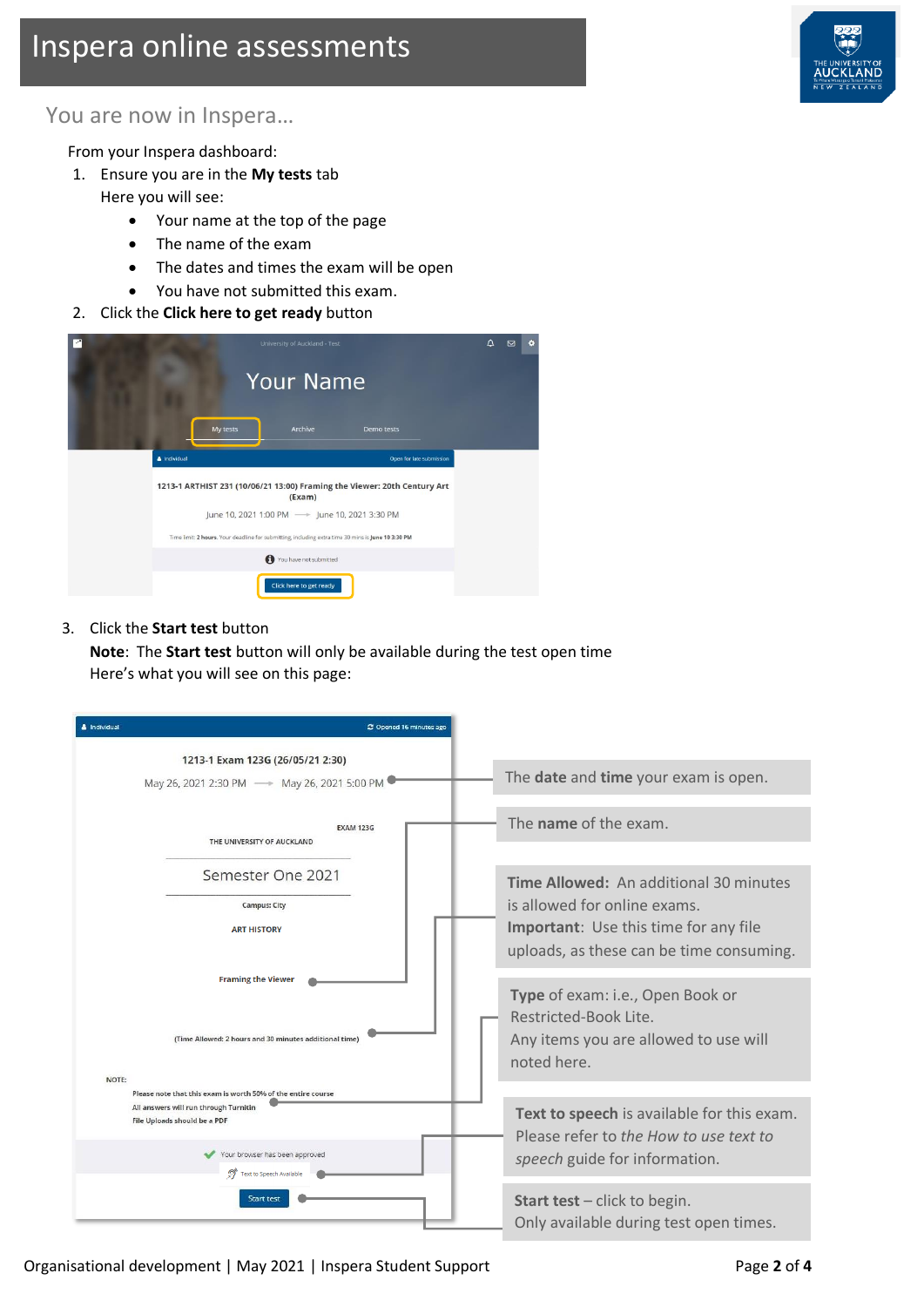# Inspera online assessments

## You are now in Inspera…

From your Inspera dashboard:

1. Ensure you are in the **My tests** tab
   Here you will see:
   - Your name at the top of the page
   - The name of the exam
   - The dates and times the exam will be open
   - You have not submitted this exam.
2. Click the **Click here to get ready** button

University of Auckland - Test

Your Name

My tests | Archive | Demo tests

Individual — Open for late submission

1213-1 ARTHIST 231 (10/06/21 13:00) Framing the Viewer: 20th Century Art (Exam)

June 10, 2021 1:00 PM → June 10, 2021 3:30 PM

Time limit: 2 hours. Your deadline for submitting, including extra time 30 mins is June 10 3:30 PM

You have not submitted

Click here to get ready

3. Click the **Start test** button
   **Note**: The **Start test** button will only be available during the test open time
   Here's what you will see on this page:

Individual — Opened 16 minutes ago

1213-1 Exam 123G (26/05/21 2:30)

May 26, 2021 2:30 PM → May 26, 2021 5:00 PM

EXAM 123G

THE UNIVERSITY OF AUCKLAND

Semester One 2021

Campus: City

ART HISTORY

Framing the Viewer

(Time Allowed: 2 hours and 30 minutes additional time)

NOTE:
Please note that this exam is worth 50% of the entire course
All answers will run through Turnitin
File Uploads should be a PDF

Your browser has been approved

Text to Speech Available

Start test

- The **date** and **time** your exam is open.
- The **name** of the exam.
- **Time Allowed:** An additional 30 minutes is allowed for online exams.
  **Important**: Use this time for any file uploads, as these can be time consuming.
- **Type** of exam: i.e., Open Book or Restricted-Book Lite.
  Any items you are allowed to use will noted here.
- **Text to speech** is available for this exam. Please refer to the *How to use text to speech* guide for information.
- **Start test** – click to begin.
  Only available during test open times.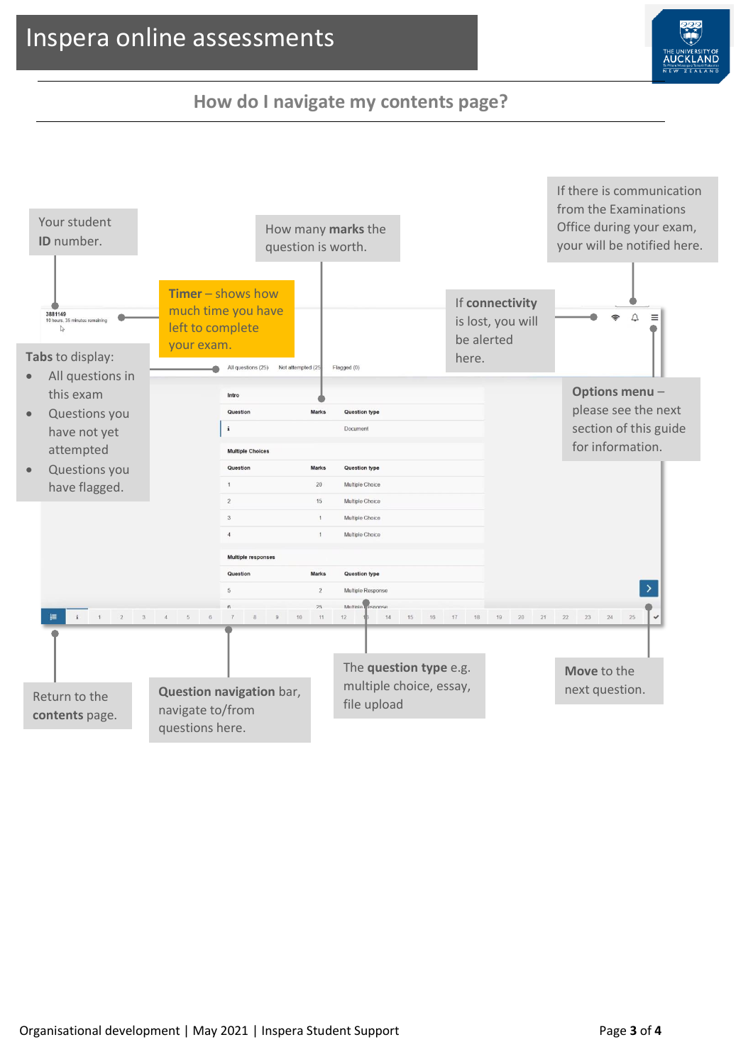## How do I navigate my contents page?

Your student **ID** number.

How many **marks** the question is worth.

If there is communication from the Examinations Office during your exam, your will be notified here.

**Timer** – shows how much time you have left to complete your exam.

If **connectivity** is lost, you will be alerted here.

**Tabs** to display:

- All questions in this exam
- Questions you have not yet attempted
- Questions you have flagged.

**Options menu** – please see the next section of this guide for information.

Return to the **contents** page.

**Question navigation** bar, navigate to/from questions here.

The **question type** e.g. multiple choice, essay, file upload

**Move** to the next question.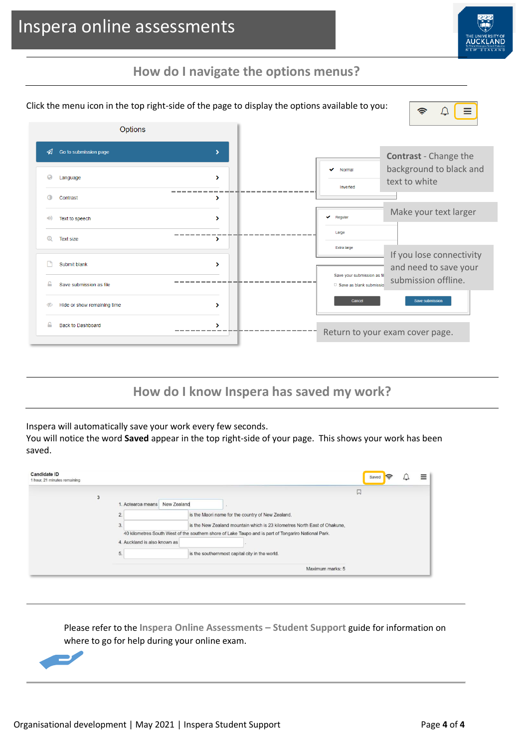# Inspera online assessments

## How do I navigate the options menus?

Click the menu icon in the top right-side of the page to display the options available to you:

Options

- Go to submission page
- Language
- Contrast
- Text to speech
- Text size
- Submit blank
- Save submission as file
- Hide or show remaining time
- Back to Dashboard

**Contrast** - Change the background to black and text to white

Make your text larger

If you lose connectivity and need to save your submission offline.

Return to your exam cover page.

## How do I know Inspera has saved my work?

Inspera will automatically save your work every few seconds.
You will notice the word **Saved** appear in the top right-side of your page. This shows your work has been saved.

Please refer to the **Inspera Online Assessments – Student Support** guide for information on where to go for help during your online exam.

Organisational development | May 2021 | Inspera Student Support